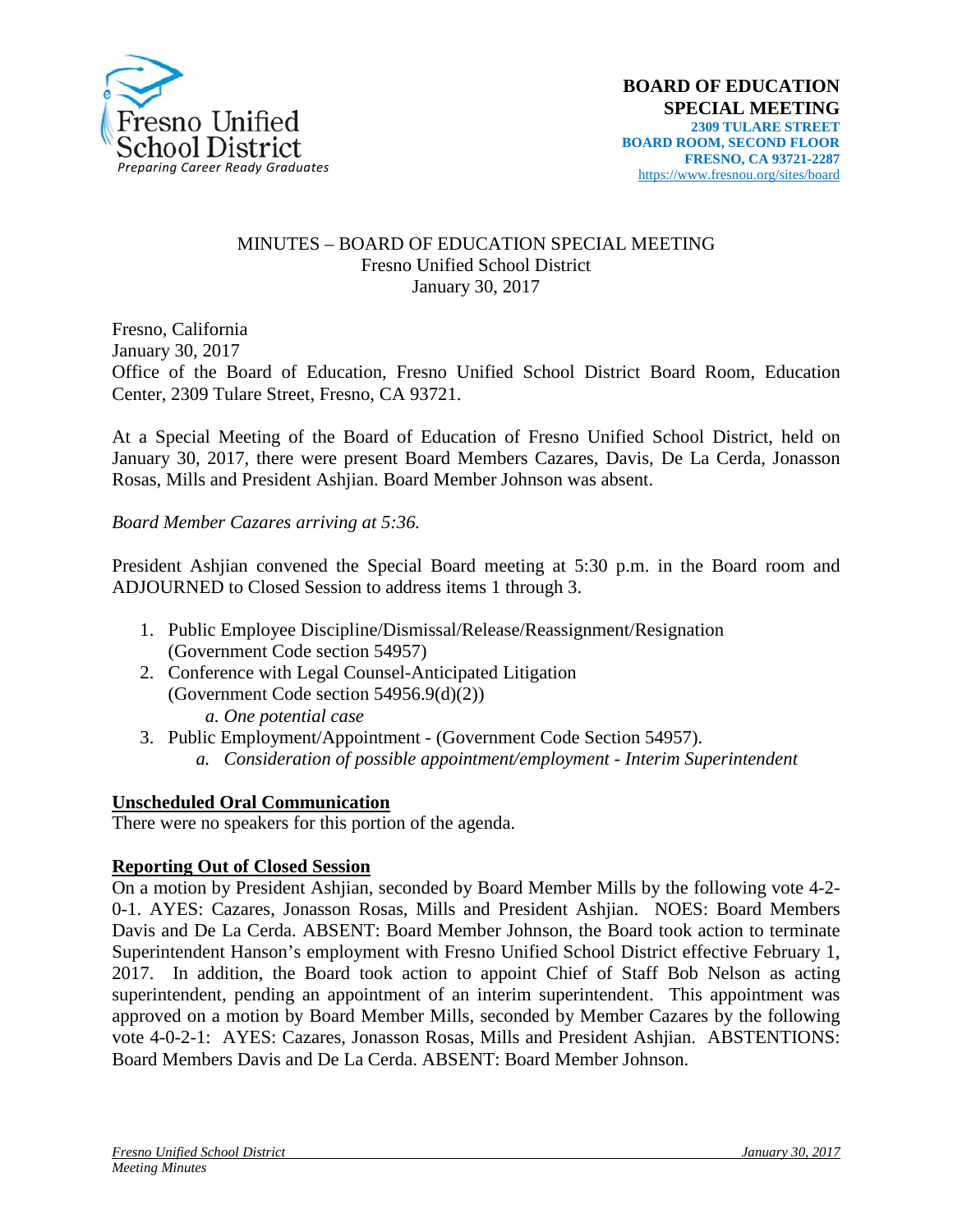Fresno Unified School District
*Preparing Career Ready Graduates*

**BOARD OF EDUCATION**
**SPECIAL MEETING**
**2309 TULARE STREET**
**BOARD ROOM, SECOND FLOOR**
**FRESNO, CA 93721-2287**
https://www.fresnou.org/sites/board

MINUTES – BOARD OF EDUCATION SPECIAL MEETING
Fresno Unified School District
January 30, 2017

Fresno, California
January 30, 2017
Office of the Board of Education, Fresno Unified School District Board Room, Education Center, 2309 Tulare Street, Fresno, CA 93721.

At a Special Meeting of the Board of Education of Fresno Unified School District, held on January 30, 2017, there were present Board Members Cazares, Davis, De La Cerda, Jonasson Rosas, Mills and President Ashjian. Board Member Johnson was absent.

*Board Member Cazares arriving at 5:36.*

President Ashjian convened the Special Board meeting at 5:30 p.m. in the Board room and ADJOURNED to Closed Session to address items 1 through 3.

1. Public Employee Discipline/Dismissal/Release/Reassignment/Resignation (Government Code section 54957)
2. Conference with Legal Counsel-Anticipated Litigation (Government Code section 54956.9(d)(2))
   a. *One potential case*
3. Public Employment/Appointment - (Government Code Section 54957).
   a. *Consideration of possible appointment/employment - Interim Superintendent*

**Unscheduled Oral Communication**
There were no speakers for this portion of the agenda.

**Reporting Out of Closed Session**
On a motion by President Ashjian, seconded by Board Member Mills by the following vote 4-2-0-1. AYES: Cazares, Jonasson Rosas, Mills and President Ashjian. NOES: Board Members Davis and De La Cerda. ABSENT: Board Member Johnson, the Board took action to terminate Superintendent Hanson's employment with Fresno Unified School District effective February 1, 2017. In addition, the Board took action to appoint Chief of Staff Bob Nelson as acting superintendent, pending an appointment of an interim superintendent. This appointment was approved on a motion by Board Member Mills, seconded by Member Cazares by the following vote 4-0-2-1: AYES: Cazares, Jonasson Rosas, Mills and President Ashjian. ABSTENTIONS: Board Members Davis and De La Cerda. ABSENT: Board Member Johnson.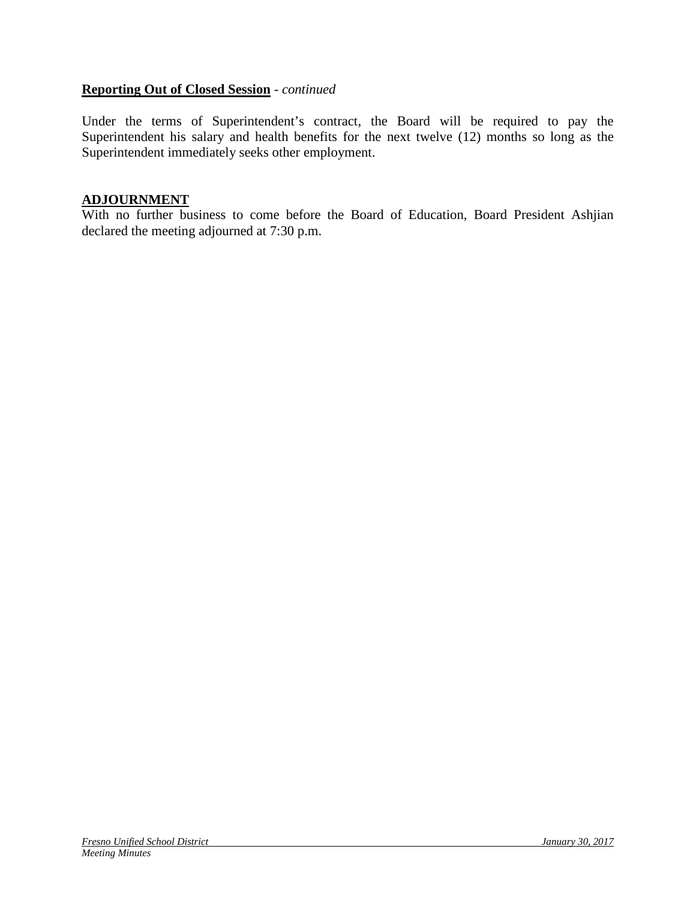**Reporting Out of Closed Session** - *continued*

Under the terms of Superintendent's contract, the Board will be required to pay the Superintendent his salary and health benefits for the next twelve (12) months so long as the Superintendent immediately seeks other employment.

**ADJOURNMENT**

With no further business to come before the Board of Education, Board President Ashjian declared the meeting adjourned at 7:30 p.m.